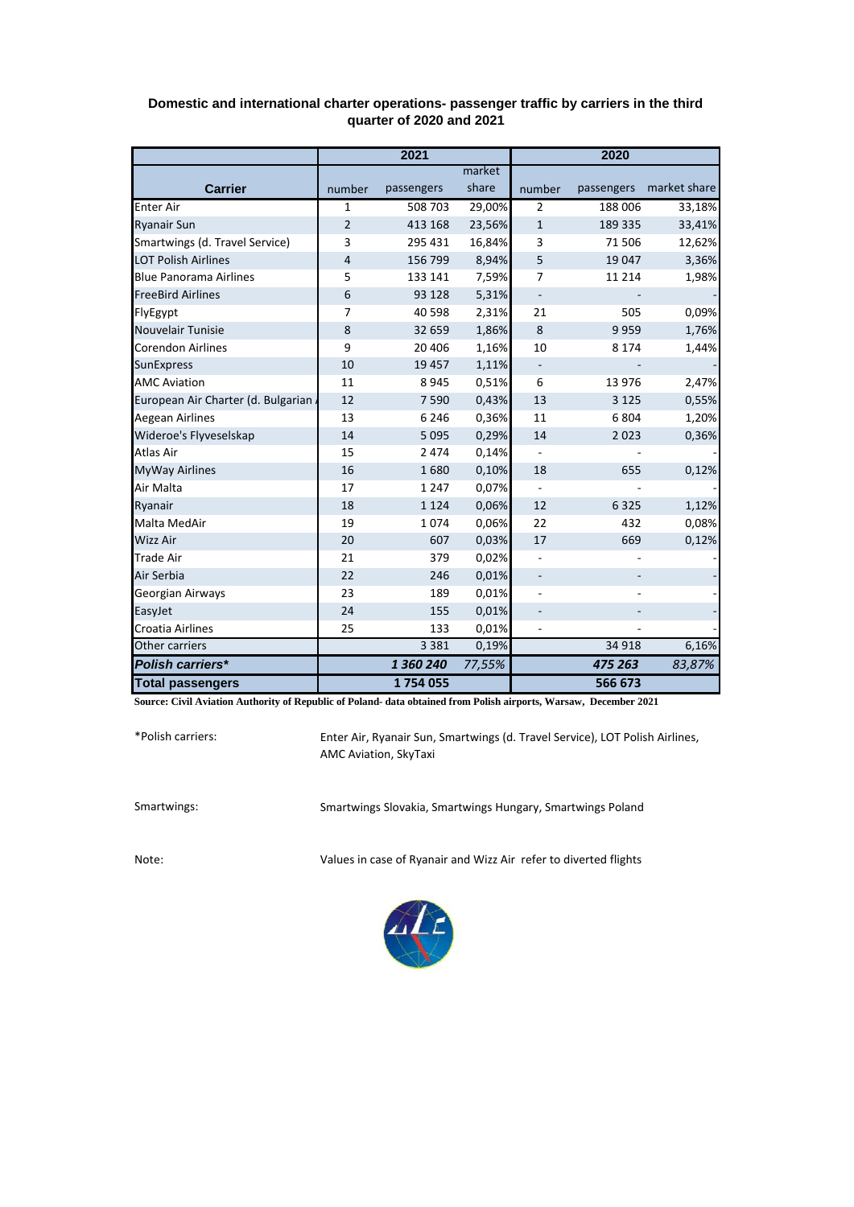**Domestic and international charter operations- passenger traffic by carriers in the third quarter of 2020 and 2021**

| Carrier | 2021 | | | 2020 | | |
|---|---|---|---|---|---|---|
| | number | passengers | market share | number | passengers | market share |
| Enter Air | 1 | 508 703 | 29,00% | 2 | 188 006 | 33,18% |
| Ryanair Sun | 2 | 413 168 | 23,56% | 1 | 189 335 | 33,41% |
| Smartwings (d. Travel Service) | 3 | 295 431 | 16,84% | 3 | 71 506 | 12,62% |
| LOT Polish Airlines | 4 | 156 799 | 8,94% | 5 | 19 047 | 3,36% |
| Blue Panorama Airlines | 5 | 133 141 | 7,59% | 7 | 11 214 | 1,98% |
| FreeBird Airlines | 6 | 93 128 | 5,31% | - | - | - |
| FlyEgypt | 7 | 40 598 | 2,31% | 21 | 505 | 0,09% |
| Nouvelair Tunisie | 8 | 32 659 | 1,86% | 8 | 9 959 | 1,76% |
| Corendon Airlines | 9 | 20 406 | 1,16% | 10 | 8 174 | 1,44% |
| SunExpress | 10 | 19 457 | 1,11% | - | - | - |
| AMC Aviation | 11 | 8 945 | 0,51% | 6 | 13 976 | 2,47% |
| European Air Charter (d. Bulgarian A | 12 | 7 590 | 0,43% | 13 | 3 125 | 0,55% |
| Aegean Airlines | 13 | 6 246 | 0,36% | 11 | 6 804 | 1,20% |
| Wideroe's Flyveselskap | 14 | 5 095 | 0,29% | 14 | 2 023 | 0,36% |
| Atlas Air | 15 | 2 474 | 0,14% | - | - | - |
| MyWay Airlines | 16 | 1 680 | 0,10% | 18 | 655 | 0,12% |
| Air Malta | 17 | 1 247 | 0,07% | - | - | - |
| Ryanair | 18 | 1 124 | 0,06% | 12 | 6 325 | 1,12% |
| Malta MedAir | 19 | 1 074 | 0,06% | 22 | 432 | 0,08% |
| Wizz Air | 20 | 607 | 0,03% | 17 | 669 | 0,12% |
| Trade Air | 21 | 379 | 0,02% | - | - | - |
| Air Serbia | 22 | 246 | 0,01% | - | - | - |
| Georgian Airways | 23 | 189 | 0,01% | - | - | - |
| EasyJet | 24 | 155 | 0,01% | - | - | - |
| Croatia Airlines | 25 | 133 | 0,01% | - | - | - |
| Other carriers | | 3 381 | 0,19% | | 34 918 | 6,16% |
| ***Polish carriers**** | | ***1 360 240*** | *77,55%* | | ***475 263*** | *83,87%* |
| **Total passengers** | | **1 754 055** | | | **566 673** | |

**Source: Civil Aviation Authority of Republic of Poland- data obtained from Polish airports, Warsaw, December 2021**

*Polish carriers: Enter Air, Ryanair Sun, Smartwings (d. Travel Service), LOT Polish Airlines, AMC Aviation, SkyTaxi

Smartwings: Smartwings Slovakia, Smartwings Hungary, Smartwings Poland

Note: Values in case of Ryanair and Wizz Air refer to diverted flights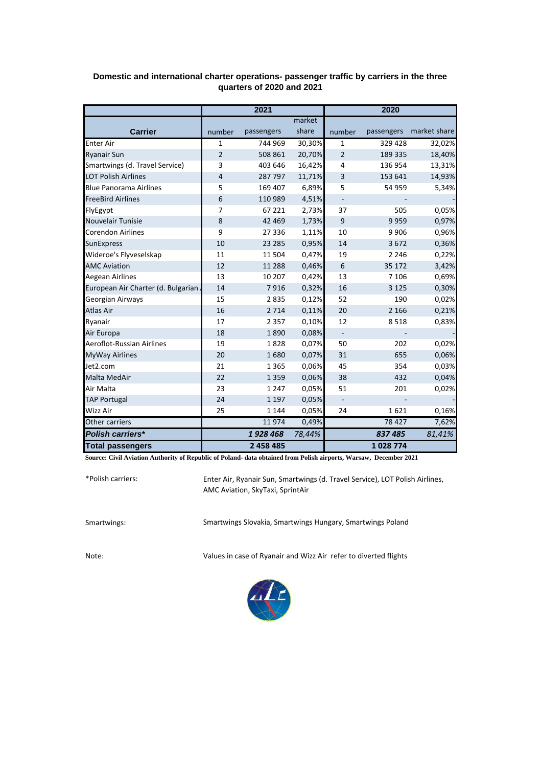### Domestic and international charter operations- passenger traffic by carriers in the three quarters of 2020 and 2021

| Carrier | 2021 | | | 2020 | | |
|---|---|---|---|---|---|---|
| | number | passengers | market share | number | passengers | market share |
| Enter Air | 1 | 744 969 | 30,30% | 1 | 329 428 | 32,02% |
| Ryanair Sun | 2 | 508 861 | 20,70% | 2 | 189 335 | 18,40% |
| Smartwings (d. Travel Service) | 3 | 403 646 | 16,42% | 4 | 136 954 | 13,31% |
| LOT Polish Airlines | 4 | 287 797 | 11,71% | 3 | 153 641 | 14,93% |
| Blue Panorama Airlines | 5 | 169 407 | 6,89% | 5 | 54 959 | 5,34% |
| FreeBird Airlines | 6 | 110 989 | 4,51% | - | - | - |
| FlyEgypt | 7 | 67 221 | 2,73% | 37 | 505 | 0,05% |
| Nouvelair Tunisie | 8 | 42 469 | 1,73% | 9 | 9 959 | 0,97% |
| Corendon Airlines | 9 | 27 336 | 1,11% | 10 | 9 906 | 0,96% |
| SunExpress | 10 | 23 285 | 0,95% | 14 | 3 672 | 0,36% |
| Wideroe's Flyveselskap | 11 | 11 504 | 0,47% | 19 | 2 246 | 0,22% |
| AMC Aviation | 12 | 11 288 | 0,46% | 6 | 35 172 | 3,42% |
| Aegean Airlines | 13 | 10 207 | 0,42% | 13 | 7 106 | 0,69% |
| European Air Charter (d. Bulgarian A | 14 | 7 916 | 0,32% | 16 | 3 125 | 0,30% |
| Georgian Airways | 15 | 2 835 | 0,12% | 52 | 190 | 0,02% |
| Atlas Air | 16 | 2 714 | 0,11% | 20 | 2 166 | 0,21% |
| Ryanair | 17 | 2 357 | 0,10% | 12 | 8 518 | 0,83% |
| Air Europa | 18 | 1 890 | 0,08% | - | - | - |
| Aeroflot-Russian Airlines | 19 | 1 828 | 0,07% | 50 | 202 | 0,02% |
| MyWay Airlines | 20 | 1 680 | 0,07% | 31 | 655 | 0,06% |
| Jet2.com | 21 | 1 365 | 0,06% | 45 | 354 | 0,03% |
| Malta MedAir | 22 | 1 359 | 0,06% | 38 | 432 | 0,04% |
| Air Malta | 23 | 1 247 | 0,05% | 51 | 201 | 0,02% |
| TAP Portugal | 24 | 1 197 | 0,05% | - | - | - |
| Wizz Air | 25 | 1 144 | 0,05% | 24 | 1 621 | 0,16% |
| Other carriers | | 11 974 | 0,49% | | 78 427 | 7,62% |
| ***Polish carriers**** | | ***1 928 468*** | *78,44%* | | ***837 485*** | *81,41%* |
| **Total passengers** | | **2 458 485** | | | **1 028 774** | |

**Source: Civil Aviation Authority of Republic of Poland- data obtained from Polish airports, Warsaw, December 2021**

*Polish carriers: Enter Air, Ryanair Sun, Smartwings (d. Travel Service), LOT Polish Airlines, AMC Aviation, SkyTaxi, SprintAir

Smartwings: Smartwings Slovakia, Smartwings Hungary, Smartwings Poland

Note: Values in case of Ryanair and Wizz Air refer to diverted flights